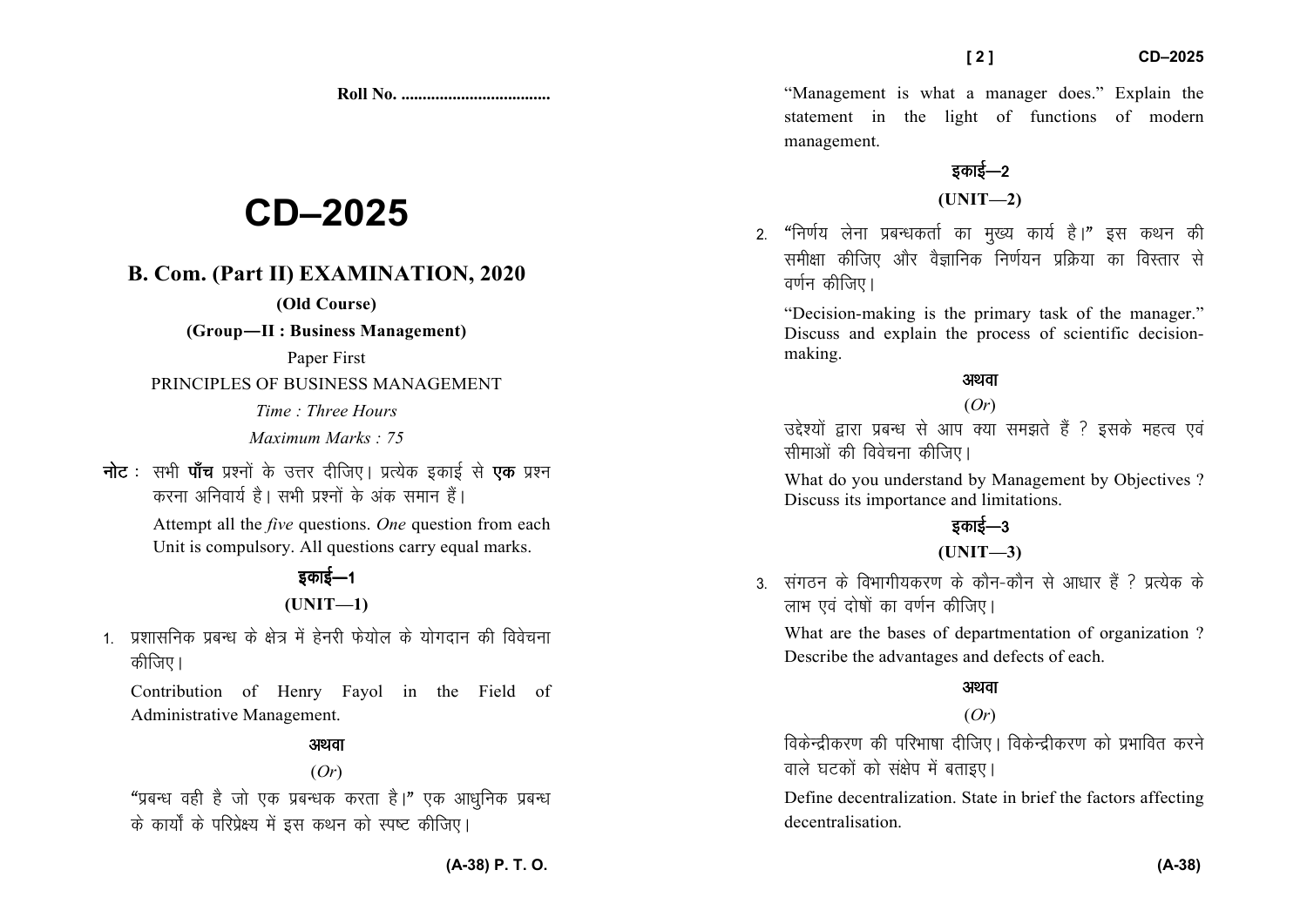Roll No. ...................................

# CD–2025

## B. Com. (Part II) EXAMINATION, 2020

**(Old Course)**

**(Group—II : Business Management)**

Paper First

PRINCIPLES OF BUSINESS MANAGEMENT

*Time : Three Hours*

*Maximum Marks : 75*

**नोट :** सभी **पाँच** प्रश्नों के उत्तर दीजिए। प्रत्येक इकाई से **एक** प्रश्न करना अनिवार्य है। सभी प्रश्नों के अंक समान हैं।

Attempt all the *five* questions. *One* question from each Unit is compulsory. All questions carry equal marks.

### इकाई—1

### (UNIT—1)

1. प्रशासनिक प्रबन्ध के क्षेत्र में हेनरी फेयोल के योगदान की विवेचना कीजिए।

   Contribution of Henry Fayol in the Field of Administrative Management.

   **अथवा**

   (*Or*)

   "प्रबन्ध वही है जो एक प्रबन्धक करता है।" एक आधुनिक प्रबन्ध के कार्यों के परिप्रेक्ष्य में इस कथन को स्पष्ट कीजिए।

   "Management is what a manager does." Explain the statement in the light of functions of modern management.

### इकाई—2

### (UNIT—2)

2. "निर्णय लेना प्रबन्धकर्ता का मुख्य कार्य है।" इस कथन की समीक्षा कीजिए और वैज्ञानिक निर्णयन प्रक्रिया का विस्तार से वर्णन कीजिए।

   "Decision-making is the primary task of the manager." Discuss and explain the process of scientific decision-making.

   **अथवा**

   (*Or*)

   उद्देश्यों द्वारा प्रबन्ध से आप क्या समझते हैं ? इसके महत्व एवं सीमाओं की विवेचना कीजिए।

   What do you understand by Management by Objectives ? Discuss its importance and limitations.

### इकाई—3

### (UNIT—3)

3. संगठन के विभागीयकरण के कौन-कौन से आधार हैं ? प्रत्येक के लाभ एवं दोषों का वर्णन कीजिए।

   What are the bases of departmentation of organization ? Describe the advantages and defects of each.

   **अथवा**

   (*Or*)

   विकेन्द्रीकरण की परिभाषा दीजिए। विकेन्द्रीकरण को प्रभावित करने वाले घटकों को संक्षेप में बताइए।

   Define decentralization. State in brief the factors affecting decentralisation.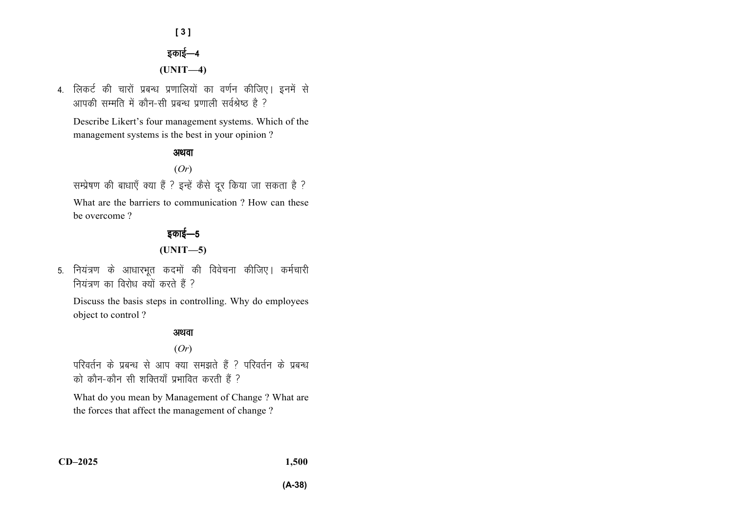## इकाई—4

## (UNIT—4)

4. लिकर्ट की चारों प्रबन्ध प्रणालियों का वर्णन कीजिए। इनमें से आपकी सम्मति में कौन-सी प्रबन्ध प्रणाली सर्वश्रेष्ठ है ?

   Describe Likert's four management systems. Which of the management systems is the best in your opinion ?

   **अथवा**

   (*Or*)

   सम्प्रेषण की बाधाएँ क्या हैं ? इन्हें कैसे दूर किया जा सकता है ?

   What are the barriers to communication ? How can these be overcome ?

## इकाई—5

## (UNIT—5)

5. नियंत्रण के आधारभूत कदमों की विवेचना कीजिए। कर्मचारी नियंत्रण का विरोध क्यों करते हैं ?

   Discuss the basis steps in controlling. Why do employees object to control ?

   **अथवा**

   (*Or*)

   परिवर्तन के प्रबन्ध से आप क्या समझते हैं ? परिवर्तन के प्रबन्ध को कौन-कौन सी शक्तियाँ प्रभावित करती हैं ?

   What do you mean by Management of Change ? What are the forces that affect the management of change ?

**CD–2025** **1,500**

**(A-38)**